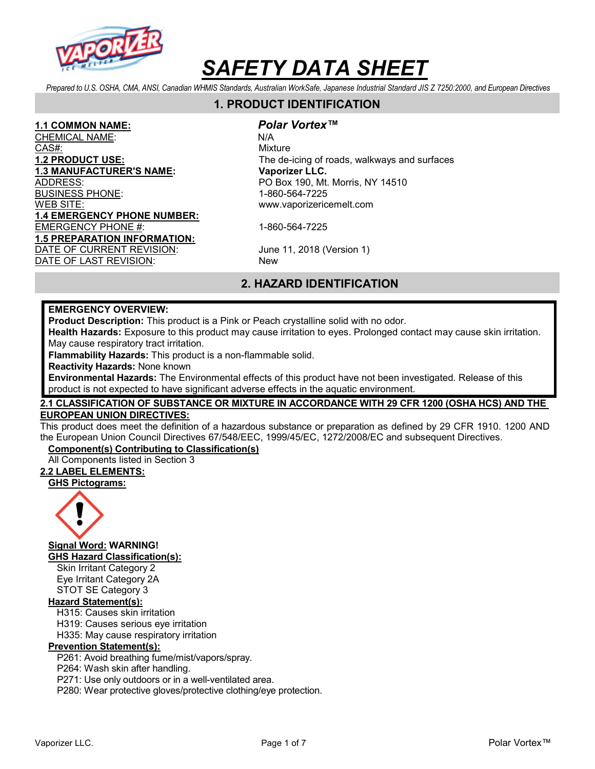# SAFETY DATA SHEET

*Prepared to U.S. OSHA, CMA, ANSI, Canadian WHMIS Standards, Australian WorkSafe, Japanese Industrial Standard JIS Z 7250:2000, and European Directives*

## 1. PRODUCT IDENTIFICATION

| | |
|---|---|
| **1.1 COMMON NAME:** | ***Polar Vortex™*** |
| CHEMICAL NAME: | N/A |
| CAS#: | Mixture |
| **1.2 PRODUCT USE:** | The de-icing of roads, walkways and surfaces |
| **1.3 MANUFACTURER'S NAME:** | **Vaporizer LLC.** |
| ADDRESS: | PO Box 190, Mt. Morris, NY 14510 |
| BUSINESS PHONE: | 1-860-564-7225 |
| WEB SITE: | www.vaporizericemelt.com |
| **1.4 EMERGENCY PHONE NUMBER:** | |
| EMERGENCY PHONE #: | 1-860-564-7225 |
| **1.5 PREPARATION INFORMATION:** | |
| DATE OF CURRENT REVISION: | June 11, 2018 (Version 1) |
| DATE OF LAST REVISION: | New |

## 2. HAZARD IDENTIFICATION

**EMERGENCY OVERVIEW:**
**Product Description:** This product is a Pink or Peach crystalline solid with no odor.
**Health Hazards:** Exposure to this product may cause irritation to eyes. Prolonged contact may cause skin irritation. May cause respiratory tract irritation.
**Flammability Hazards:** This product is a non-flammable solid.
**Reactivity Hazards:** None known
**Environmental Hazards:** The Environmental effects of this product have not been investigated. Release of this product is not expected to have significant adverse effects in the aquatic environment.

**2.1 CLASSIFICATION OF SUBSTANCE OR MIXTURE IN ACCORDANCE WITH 29 CFR 1200 (OSHA HCS) AND THE EUROPEAN UNION DIRECTIVES:**

This product does meet the definition of a hazardous substance or preparation as defined by 29 CFR 1910. 1200 AND the European Union Council Directives 67/548/EEC, 1999/45/EC, 1272/2008/EC and subsequent Directives.

**Component(s) Contributing to Classification(s)**
All Components listed in Section 3

**2.2 LABEL ELEMENTS:**

**GHS Pictograms:**

**Signal Word:** **WARNING!**

**GHS Hazard Classification(s):**
- Skin Irritant Category 2
- Eye Irritant Category 2A
- STOT SE Category 3

**Hazard Statement(s):**
- H315: Causes skin irritation
- H319: Causes serious eye irritation
- H335: May cause respiratory irritation

**Prevention Statement(s):**
- P261: Avoid breathing fume/mist/vapors/spray.
- P264: Wash skin after handling.
- P271: Use only outdoors or in a well-ventilated area.
- P280: Wear protective gloves/protective clothing/eye protection.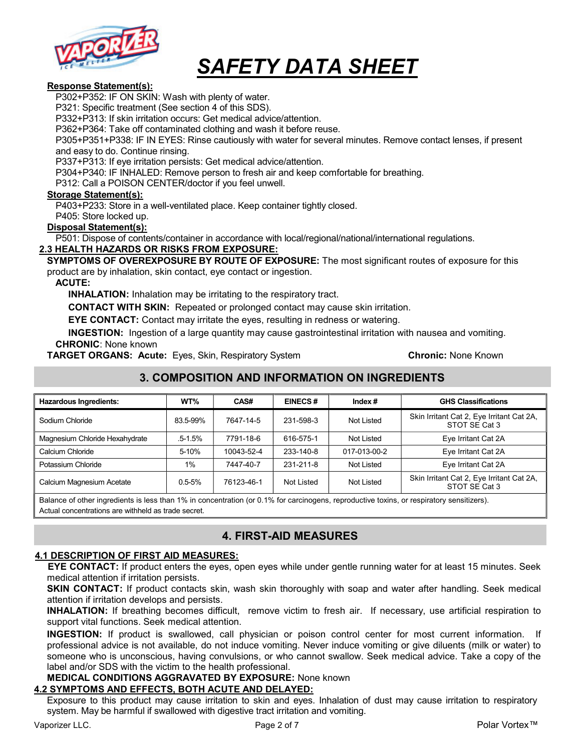**Response Statement(s):**

P302+P352: IF ON SKIN: Wash with plenty of water.
P321: Specific treatment (See section 4 of this SDS).
P332+P313: If skin irritation occurs: Get medical advice/attention.
P362+P364: Take off contaminated clothing and wash it before reuse.
P305+P351+P338: IF IN EYES: Rinse cautiously with water for several minutes. Remove contact lenses, if present and easy to do. Continue rinsing.
P337+P313: If eye irritation persists: Get medical advice/attention.
P304+P340: IF INHALED: Remove person to fresh air and keep comfortable for breathing.
P312: Call a POISON CENTER/doctor if you feel unwell.

**Storage Statement(s):**

P403+P233: Store in a well-ventilated place. Keep container tightly closed.
P405: Store locked up.

**Disposal Statement(s):**

P501: Dispose of contents/container in accordance with local/regional/national/international regulations.

**2.3 HEALTH HAZARDS OR RISKS FROM EXPOSURE:**

**SYMPTOMS OF OVEREXPOSURE BY ROUTE OF EXPOSURE:** The most significant routes of exposure for this product are by inhalation, skin contact, eye contact or ingestion.

**ACUTE:**

**INHALATION:** Inhalation may be irritating to the respiratory tract.

**CONTACT WITH SKIN:** Repeated or prolonged contact may cause skin irritation.

**EYE CONTACT:** Contact may irritate the eyes, resulting in redness or watering.

**INGESTION:** Ingestion of a large quantity may cause gastrointestinal irritation with nausea and vomiting.

**CHRONIC**: None known

**TARGET ORGANS: Acute:** Eyes, Skin, Respiratory System **Chronic:** None Known

## 3. COMPOSITION AND INFORMATION ON INGREDIENTS

| Hazardous Ingredients: | WT% | CAS# | EINECS # | Index # | GHS Classifications |
|---|---|---|---|---|---|
| Sodium Chloride | 83.5-99% | 7647-14-5 | 231-598-3 | Not Listed | Skin Irritant Cat 2, Eye Irritant Cat 2A, STOT SE Cat 3 |
| Magnesium Chloride Hexahydrate | .5-1.5% | 7791-18-6 | 616-575-1 | Not Listed | Eye Irritant Cat 2A |
| Calcium Chloride | 5-10% | 10043-52-4 | 233-140-8 | 017-013-00-2 | Eye Irritant Cat 2A |
| Potassium Chloride | 1% | 7447-40-7 | 231-211-8 | Not Listed | Eye Irritant Cat 2A |
| Calcium Magnesium Acetate | 0.5-5% | 76123-46-1 | Not Listed | Not Listed | Skin Irritant Cat 2, Eye Irritant Cat 2A, STOT SE Cat 3 |
| Balance of other ingredients is less than 1% in concentration (or 0.1% for carcinogens, reproductive toxins, or respiratory sensitizers). Actual concentrations are withheld as trade secret. | | | | | |

## 4. FIRST-AID MEASURES

**4.1 DESCRIPTION OF FIRST AID MEASURES:**

**EYE CONTACT:** If product enters the eyes, open eyes while under gentle running water for at least 15 minutes. Seek medical attention if irritation persists.

**SKIN CONTACT:** If product contacts skin, wash skin thoroughly with soap and water after handling. Seek medical attention if irritation develops and persists.

**INHALATION:** If breathing becomes difficult, remove victim to fresh air. If necessary, use artificial respiration to support vital functions. Seek medical attention.

**INGESTION:** If product is swallowed, call physician or poison control center for most current information. If professional advice is not available, do not induce vomiting. Never induce vomiting or give diluents (milk or water) to someone who is unconscious, having convulsions, or who cannot swallow. Seek medical advice. Take a copy of the label and/or SDS with the victim to the health professional.

**MEDICAL CONDITIONS AGGRAVATED BY EXPOSURE:** None known

**4.2 SYMPTOMS AND EFFECTS, BOTH ACUTE AND DELAYED:**

Exposure to this product may cause irritation to skin and eyes. Inhalation of dust may cause irritation to respiratory system. May be harmful if swallowed with digestive tract irritation and vomiting.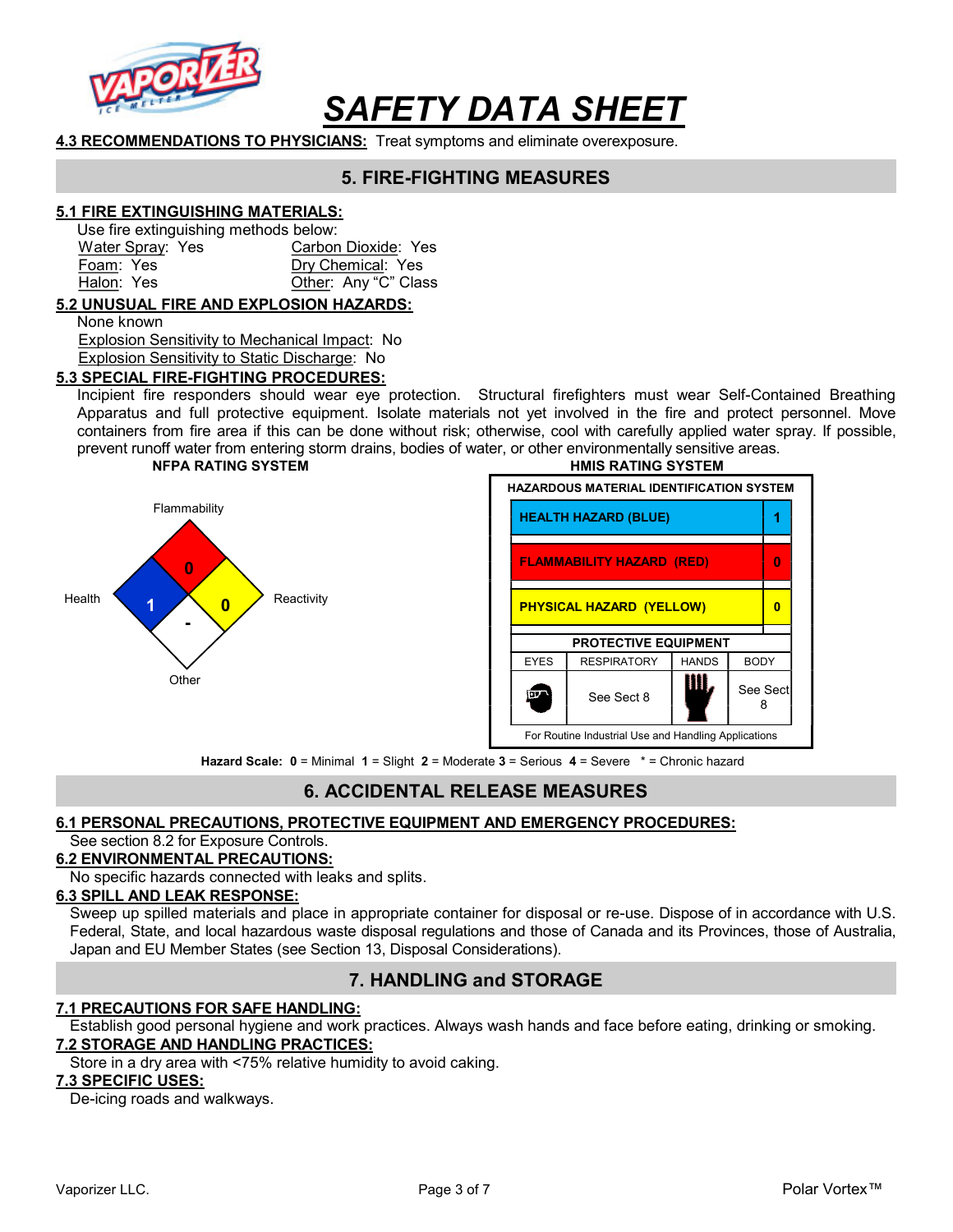# SAFETY DATA SHEET

**4.3 RECOMMENDATIONS TO PHYSICIANS:** Treat symptoms and eliminate overexposure.

## 5. FIRE-FIGHTING MEASURES

### 5.1 FIRE EXTINGUISHING MATERIALS:

Use fire extinguishing methods below:

| | |
|---|---|
| Water Spray: Yes | Carbon Dioxide: Yes |
| Foam: Yes | Dry Chemical: Yes |
| Halon: Yes | Other: Any "C" Class |

### 5.2 UNUSUAL FIRE AND EXPLOSION HAZARDS:

None known

Explosion Sensitivity to Mechanical Impact: No

Explosion Sensitivity to Static Discharge: No

### 5.3 SPECIAL FIRE-FIGHTING PROCEDURES:

Incipient fire responders should wear eye protection. Structural firefighters must wear Self-Contained Breathing Apparatus and full protective equipment. Isolate materials not yet involved in the fire and protect personnel. Move containers from fire area if this can be done without risk; otherwise, cool with carefully applied water spray. If possible, prevent runoff water from entering storm drains, bodies of water, or other environmentally sensitive areas.

**NFPA RATING SYSTEM**

| Category | Rating |
|---|---|
| Health | 1 |
| Flammability | 0 |
| Reactivity | 0 |
| Other | - |

**HMIS RATING SYSTEM**

| HAZARDOUS MATERIAL IDENTIFICATION SYSTEM | |
|---|---|
| HEALTH HAZARD (BLUE) | 1 |
| FLAMMABILITY HAZARD (RED) | 0 |
| PHYSICAL HAZARD (YELLOW) | 0 |

| PROTECTIVE EQUIPMENT | | | |
|---|---|---|---|
| EYES | RESPIRATORY | HANDS | BODY |
| | See Sect 8 | | See Sect 8 |

For Routine Industrial Use and Handling Applications

**Hazard Scale:** **0** = Minimal **1** = Slight **2** = Moderate **3** = Serious **4** = Severe * = Chronic hazard

## 6. ACCIDENTAL RELEASE MEASURES

### 6.1 PERSONAL PRECAUTIONS, PROTECTIVE EQUIPMENT AND EMERGENCY PROCEDURES:

See section 8.2 for Exposure Controls.

### 6.2 ENVIRONMENTAL PRECAUTIONS:

No specific hazards connected with leaks and splits.

### 6.3 SPILL AND LEAK RESPONSE:

Sweep up spilled materials and place in appropriate container for disposal or re-use. Dispose of in accordance with U.S. Federal, State, and local hazardous waste disposal regulations and those of Canada and its Provinces, those of Australia, Japan and EU Member States (see Section 13, Disposal Considerations).

## 7. HANDLING and STORAGE

### 7.1 PRECAUTIONS FOR SAFE HANDLING:

Establish good personal hygiene and work practices. Always wash hands and face before eating, drinking or smoking.

### 7.2 STORAGE AND HANDLING PRACTICES:

Store in a dry area with <75% relative humidity to avoid caking.

### 7.3 SPECIFIC USES:

De-icing roads and walkways.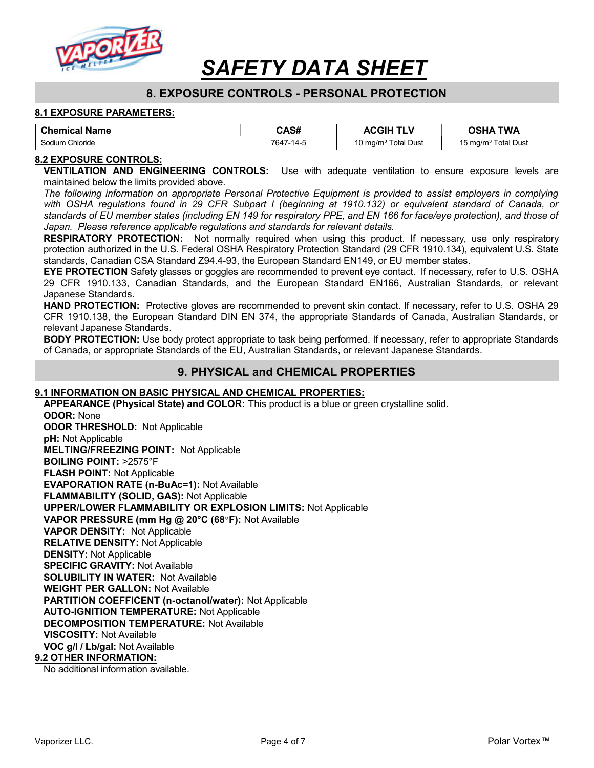# SAFETY DATA SHEET

## 8. EXPOSURE CONTROLS - PERSONAL PROTECTION

### 8.1 EXPOSURE PARAMETERS:

| Chemical Name | CAS# | ACGIH TLV | OSHA TWA |
|---|---|---|---|
| Sodium Chloride | 7647-14-5 | 10 mg/m³ Total Dust | 15 mg/m³ Total Dust |

### 8.2 EXPOSURE CONTROLS:

**VENTILATION AND ENGINEERING CONTROLS:** Use with adequate ventilation to ensure exposure levels are maintained below the limits provided above.

*The following information on appropriate Personal Protective Equipment is provided to assist employers in complying with OSHA regulations found in 29 CFR Subpart I (beginning at 1910.132) or equivalent standard of Canada, or standards of EU member states (including EN 149 for respiratory PPE, and EN 166 for face/eye protection), and those of Japan. Please reference applicable regulations and standards for relevant details.*

**RESPIRATORY PROTECTION:** Not normally required when using this product. If necessary, use only respiratory protection authorized in the U.S. Federal OSHA Respiratory Protection Standard (29 CFR 1910.134), equivalent U.S. State standards, Canadian CSA Standard Z94.4-93, the European Standard EN149, or EU member states.

**EYE PROTECTION** Safety glasses or goggles are recommended to prevent eye contact. If necessary, refer to U.S. OSHA 29 CFR 1910.133, Canadian Standards, and the European Standard EN166, Australian Standards, or relevant Japanese Standards.

**HAND PROTECTION:** Protective gloves are recommended to prevent skin contact. If necessary, refer to U.S. OSHA 29 CFR 1910.138, the European Standard DIN EN 374, the appropriate Standards of Canada, Australian Standards, or relevant Japanese Standards.

**BODY PROTECTION:** Use body protect appropriate to task being performed. If necessary, refer to appropriate Standards of Canada, or appropriate Standards of the EU, Australian Standards, or relevant Japanese Standards.

## 9. PHYSICAL and CHEMICAL PROPERTIES

### 9.1 INFORMATION ON BASIC PHYSICAL AND CHEMICAL PROPERTIES:

**APPEARANCE (Physical State) and COLOR:** This product is a blue or green crystalline solid.
**ODOR:** None
**ODOR THRESHOLD:** Not Applicable
**pH:** Not Applicable
**MELTING/FREEZING POINT:** Not Applicable
**BOILING POINT:** >2575°F
**FLASH POINT:** Not Applicable
**EVAPORATION RATE (n-BuAc=1):** Not Available
**FLAMMABILITY (SOLID, GAS):** Not Applicable
**UPPER/LOWER FLAMMABILITY OR EXPLOSION LIMITS:** Not Applicable
**VAPOR PRESSURE (mm Hg @ 20°C (68°F):** Not Available
**VAPOR DENSITY:** Not Applicable
**RELATIVE DENSITY:** Not Applicable
**DENSITY:** Not Applicable
**SPECIFIC GRAVITY:** Not Available
**SOLUBILITY IN WATER:** Not Available
**WEIGHT PER GALLON:** Not Available
**PARTITION COEFFICENT (n-octanol/water):** Not Applicable
**AUTO-IGNITION TEMPERATURE:** Not Applicable
**DECOMPOSITION TEMPERATURE:** Not Available
**VISCOSITY:** Not Available
**VOC g/l / Lb/gal:** Not Available

### 9.2 OTHER INFORMATION:

No additional information available.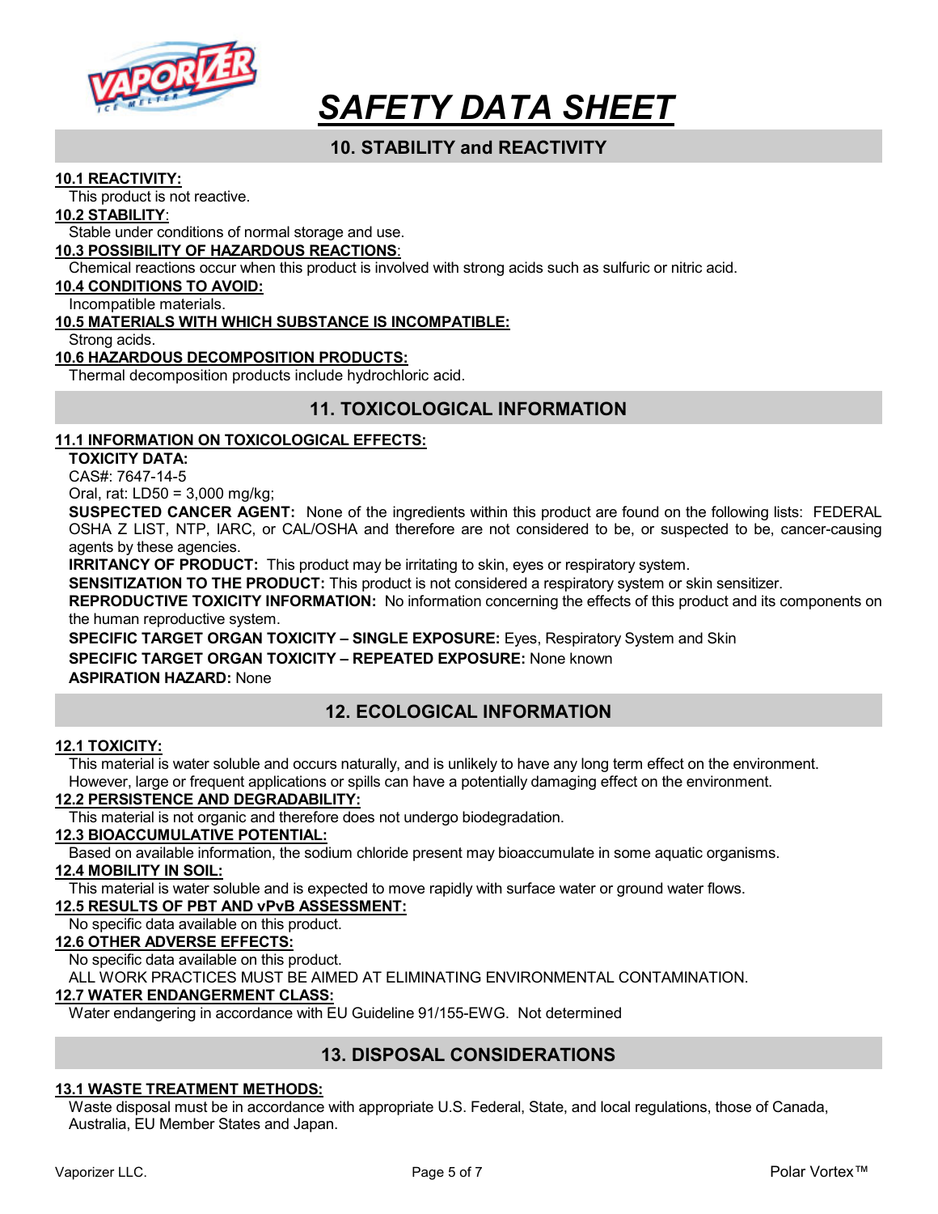# SAFETY DATA SHEET

## 10. STABILITY and REACTIVITY

**10.1 REACTIVITY:**

This product is not reactive.

**10.2 STABILITY:**

Stable under conditions of normal storage and use.

**10.3 POSSIBILITY OF HAZARDOUS REACTIONS:**

Chemical reactions occur when this product is involved with strong acids such as sulfuric or nitric acid.

**10.4 CONDITIONS TO AVOID:**

Incompatible materials.

**10.5 MATERIALS WITH WHICH SUBSTANCE IS INCOMPATIBLE:**

Strong acids.

**10.6 HAZARDOUS DECOMPOSITION PRODUCTS:**

Thermal decomposition products include hydrochloric acid.

## 11. TOXICOLOGICAL INFORMATION

**11.1 INFORMATION ON TOXICOLOGICAL EFFECTS:**

**TOXICITY DATA:**

CAS#: 7647-14-5

Oral, rat: LD50 = 3,000 mg/kg;

**SUSPECTED CANCER AGENT:** None of the ingredients within this product are found on the following lists: FEDERAL OSHA Z LIST, NTP, IARC, or CAL/OSHA and therefore are not considered to be, or suspected to be, cancer-causing agents by these agencies.

**IRRITANCY OF PRODUCT:** This product may be irritating to skin, eyes or respiratory system.

**SENSITIZATION TO THE PRODUCT:** This product is not considered a respiratory system or skin sensitizer.

**REPRODUCTIVE TOXICITY INFORMATION:** No information concerning the effects of this product and its components on the human reproductive system.

**SPECIFIC TARGET ORGAN TOXICITY – SINGLE EXPOSURE:** Eyes, Respiratory System and Skin

**SPECIFIC TARGET ORGAN TOXICITY – REPEATED EXPOSURE:** None known

**ASPIRATION HAZARD:** None

## 12. ECOLOGICAL INFORMATION

**12.1 TOXICITY:**

This material is water soluble and occurs naturally, and is unlikely to have any long term effect on the environment. However, large or frequent applications or spills can have a potentially damaging effect on the environment.

**12.2 PERSISTENCE AND DEGRADABILITY:**

This material is not organic and therefore does not undergo biodegradation.

**12.3 BIOACCUMULATIVE POTENTIAL:**

Based on available information, the sodium chloride present may bioaccumulate in some aquatic organisms.

**12.4 MOBILITY IN SOIL:**

This material is water soluble and is expected to move rapidly with surface water or ground water flows.

**12.5 RESULTS OF PBT AND vPvB ASSESSMENT:**

No specific data available on this product.

**12.6 OTHER ADVERSE EFFECTS:**

No specific data available on this product.

ALL WORK PRACTICES MUST BE AIMED AT ELIMINATING ENVIRONMENTAL CONTAMINATION.

**12.7 WATER ENDANGERMENT CLASS:**

Water endangering in accordance with EU Guideline 91/155-EWG. Not determined

## 13. DISPOSAL CONSIDERATIONS

**13.1 WASTE TREATMENT METHODS:**

Waste disposal must be in accordance with appropriate U.S. Federal, State, and local regulations, those of Canada, Australia, EU Member States and Japan.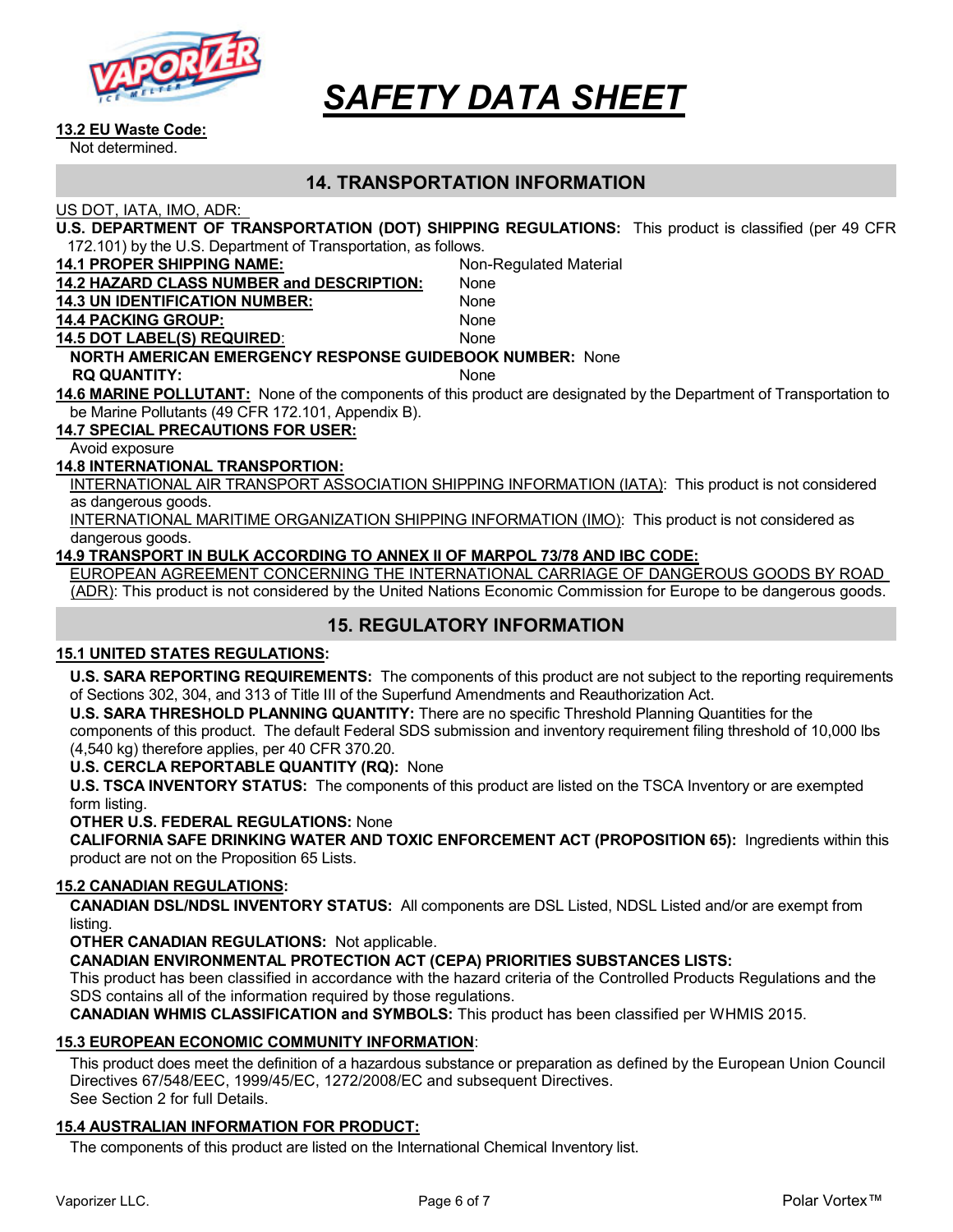# SAFETY DATA SHEET

**13.2 EU Waste Code:**

Not determined.

## 14. TRANSPORTATION INFORMATION

US DOT, IATA, IMO, ADR:

**U.S. DEPARTMENT OF TRANSPORTATION (DOT) SHIPPING REGULATIONS:** This product is classified (per 49 CFR 172.101) by the U.S. Department of Transportation, as follows.

**14.1 PROPER SHIPPING NAME:** Non-Regulated Material

**14.2 HAZARD CLASS NUMBER and DESCRIPTION:** None

**14.3 UN IDENTIFICATION NUMBER:** None

**14.4 PACKING GROUP:** None

**14.5 DOT LABEL(S) REQUIRED:** None

**NORTH AMERICAN EMERGENCY RESPONSE GUIDEBOOK NUMBER:** None

**RQ QUANTITY:** None

**14.6 MARINE POLLUTANT:** None of the components of this product are designated by the Department of Transportation to be Marine Pollutants (49 CFR 172.101, Appendix B).

**14.7 SPECIAL PRECAUTIONS FOR USER:**

Avoid exposure

**14.8 INTERNATIONAL TRANSPORTION:**

INTERNATIONAL AIR TRANSPORT ASSOCIATION SHIPPING INFORMATION (IATA): This product is not considered as dangerous goods.

INTERNATIONAL MARITIME ORGANIZATION SHIPPING INFORMATION (IMO): This product is not considered as dangerous goods.

**14.9 TRANSPORT IN BULK ACCORDING TO ANNEX II OF MARPOL 73/78 AND IBC CODE:**

EUROPEAN AGREEMENT CONCERNING THE INTERNATIONAL CARRIAGE OF DANGEROUS GOODS BY ROAD (ADR): This product is not considered by the United Nations Economic Commission for Europe to be dangerous goods.

## 15. REGULATORY INFORMATION

**15.1 UNITED STATES REGULATIONS:**

**U.S. SARA REPORTING REQUIREMENTS:** The components of this product are not subject to the reporting requirements of Sections 302, 304, and 313 of Title III of the Superfund Amendments and Reauthorization Act.

**U.S. SARA THRESHOLD PLANNING QUANTITY:** There are no specific Threshold Planning Quantities for the components of this product. The default Federal SDS submission and inventory requirement filing threshold of 10,000 lbs (4,540 kg) therefore applies, per 40 CFR 370.20.

**U.S. CERCLA REPORTABLE QUANTITY (RQ):** None

**U.S. TSCA INVENTORY STATUS:** The components of this product are listed on the TSCA Inventory or are exempted form listing.

**OTHER U.S. FEDERAL REGULATIONS:** None

**CALIFORNIA SAFE DRINKING WATER AND TOXIC ENFORCEMENT ACT (PROPOSITION 65):** Ingredients within this product are not on the Proposition 65 Lists.

**15.2 CANADIAN REGULATIONS:**

**CANADIAN DSL/NDSL INVENTORY STATUS:** All components are DSL Listed, NDSL Listed and/or are exempt from listing.

**OTHER CANADIAN REGULATIONS:** Not applicable.

**CANADIAN ENVIRONMENTAL PROTECTION ACT (CEPA) PRIORITIES SUBSTANCES LISTS:**

This product has been classified in accordance with the hazard criteria of the Controlled Products Regulations and the SDS contains all of the information required by those regulations.

**CANADIAN WHMIS CLASSIFICATION and SYMBOLS:** This product has been classified per WHMIS 2015.

**15.3 EUROPEAN ECONOMIC COMMUNITY INFORMATION:**

This product does meet the definition of a hazardous substance or preparation as defined by the European Union Council Directives 67/548/EEC, 1999/45/EC, 1272/2008/EC and subsequent Directives.

See Section 2 for full Details.

**15.4 AUSTRALIAN INFORMATION FOR PRODUCT:**

The components of this product are listed on the International Chemical Inventory list.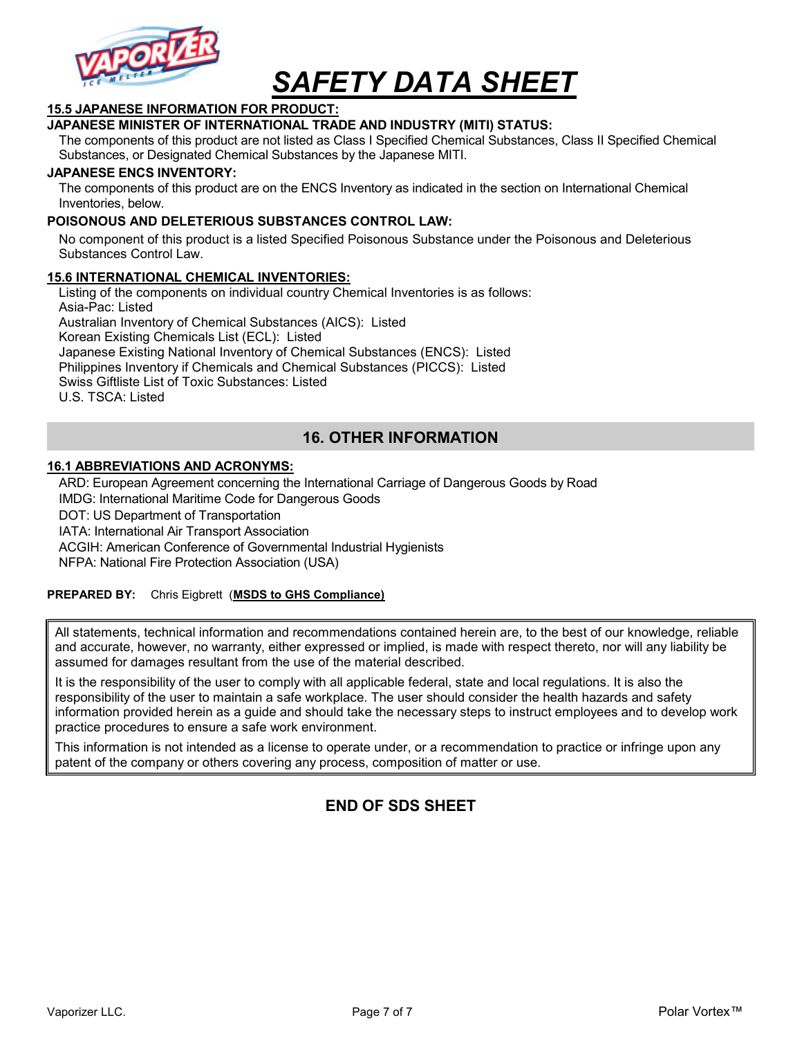### 15.5 JAPANESE INFORMATION FOR PRODUCT:

**JAPANESE MINISTER OF INTERNATIONAL TRADE AND INDUSTRY (MITI) STATUS:**

The components of this product are not listed as Class I Specified Chemical Substances, Class II Specified Chemical Substances, or Designated Chemical Substances by the Japanese MITI.

**JAPANESE ENCS INVENTORY:**

The components of this product are on the ENCS Inventory as indicated in the section on International Chemical Inventories, below.

**POISONOUS AND DELETERIOUS SUBSTANCES CONTROL LAW:**

No component of this product is a listed Specified Poisonous Substance under the Poisonous and Deleterious Substances Control Law.

### 15.6 INTERNATIONAL CHEMICAL INVENTORIES:

Listing of the components on individual country Chemical Inventories is as follows:
Asia-Pac: Listed
Australian Inventory of Chemical Substances (AICS): Listed
Korean Existing Chemicals List (ECL): Listed
Japanese Existing National Inventory of Chemical Substances (ENCS): Listed
Philippines Inventory if Chemicals and Chemical Substances (PICCS): Listed
Swiss Giftliste List of Toxic Substances: Listed
U.S. TSCA: Listed

## 16. OTHER INFORMATION

### 16.1 ABBREVIATIONS AND ACRONYMS:

ARD: European Agreement concerning the International Carriage of Dangerous Goods by Road
IMDG: International Maritime Code for Dangerous Goods
DOT: US Department of Transportation
IATA: International Air Transport Association
ACGIH: American Conference of Governmental Industrial Hygienists
NFPA: National Fire Protection Association (USA)

**PREPARED BY:** Chris Eigbrett (**MSDS to GHS Compliance)**

All statements, technical information and recommendations contained herein are, to the best of our knowledge, reliable and accurate, however, no warranty, either expressed or implied, is made with respect thereto, nor will any liability be assumed for damages resultant from the use of the material described.

It is the responsibility of the user to comply with all applicable federal, state and local regulations. It is also the responsibility of the user to maintain a safe workplace. The user should consider the health hazards and safety information provided herein as a guide and should take the necessary steps to instruct employees and to develop work practice procedures to ensure a safe work environment.

This information is not intended as a license to operate under, or a recommendation to practice or infringe upon any patent of the company or others covering any process, composition of matter or use.

**END OF SDS SHEET**